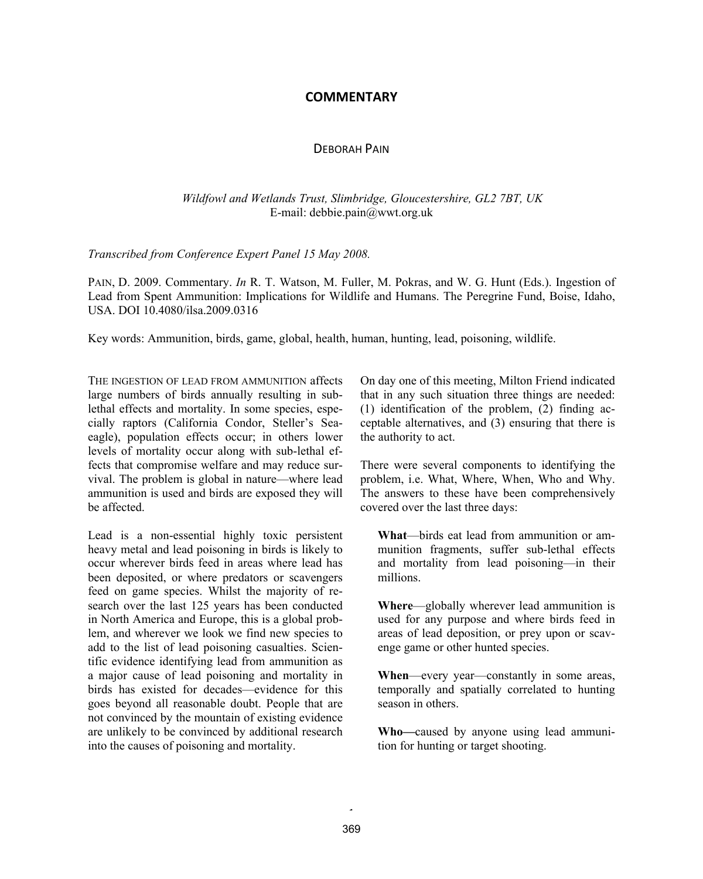# COMMENTARY

DEBORAH PAIN

*Wildfowl and Wetlands Trust, Slimbridge, Gloucestershire, GL2 7BT, UK*
E-mail: debbie.pain@wwt.org.uk

*Transcribed from Conference Expert Panel 15 May 2008.*

PAIN, D. 2009. Commentary. *In* R. T. Watson, M. Fuller, M. Pokras, and W. G. Hunt (Eds.). Ingestion of Lead from Spent Ammunition: Implications for Wildlife and Humans. The Peregrine Fund, Boise, Idaho, USA. DOI 10.4080/ilsa.2009.0316

Key words: Ammunition, birds, game, global, health, human, hunting, lead, poisoning, wildlife.

THE INGESTION OF LEAD FROM AMMUNITION affects large numbers of birds annually resulting in sub-lethal effects and mortality. In some species, especially raptors (California Condor, Steller's Sea-eagle), population effects occur; in others lower levels of mortality occur along with sub-lethal effects that compromise welfare and may reduce survival. The problem is global in nature—where lead ammunition is used and birds are exposed they will be affected.

Lead is a non-essential highly toxic persistent heavy metal and lead poisoning in birds is likely to occur wherever birds feed in areas where lead has been deposited, or where predators or scavengers feed on game species. Whilst the majority of research over the last 125 years has been conducted in North America and Europe, this is a global problem, and wherever we look we find new species to add to the list of lead poisoning casualties. Scientific evidence identifying lead from ammunition as a major cause of lead poisoning and mortality in birds has existed for decades—evidence for this goes beyond all reasonable doubt. People that are not convinced by the mountain of existing evidence are unlikely to be convinced by additional research into the causes of poisoning and mortality.

On day one of this meeting, Milton Friend indicated that in any such situation three things are needed: (1) identification of the problem, (2) finding acceptable alternatives, and (3) ensuring that there is the authority to act.

There were several components to identifying the problem, i.e. What, Where, When, Who and Why. The answers to these have been comprehensively covered over the last three days:

**What**—birds eat lead from ammunition or ammunition fragments, suffer sub-lethal effects and mortality from lead poisoning—in their millions.

**Where**—globally wherever lead ammunition is used for any purpose and where birds feed in areas of lead deposition, or prey upon or scavenge game or other hunted species.

**When**—every year—constantly in some areas, temporally and spatially correlated to hunting season in others.

**Who—**caused by anyone using lead ammunition for hunting or target shooting.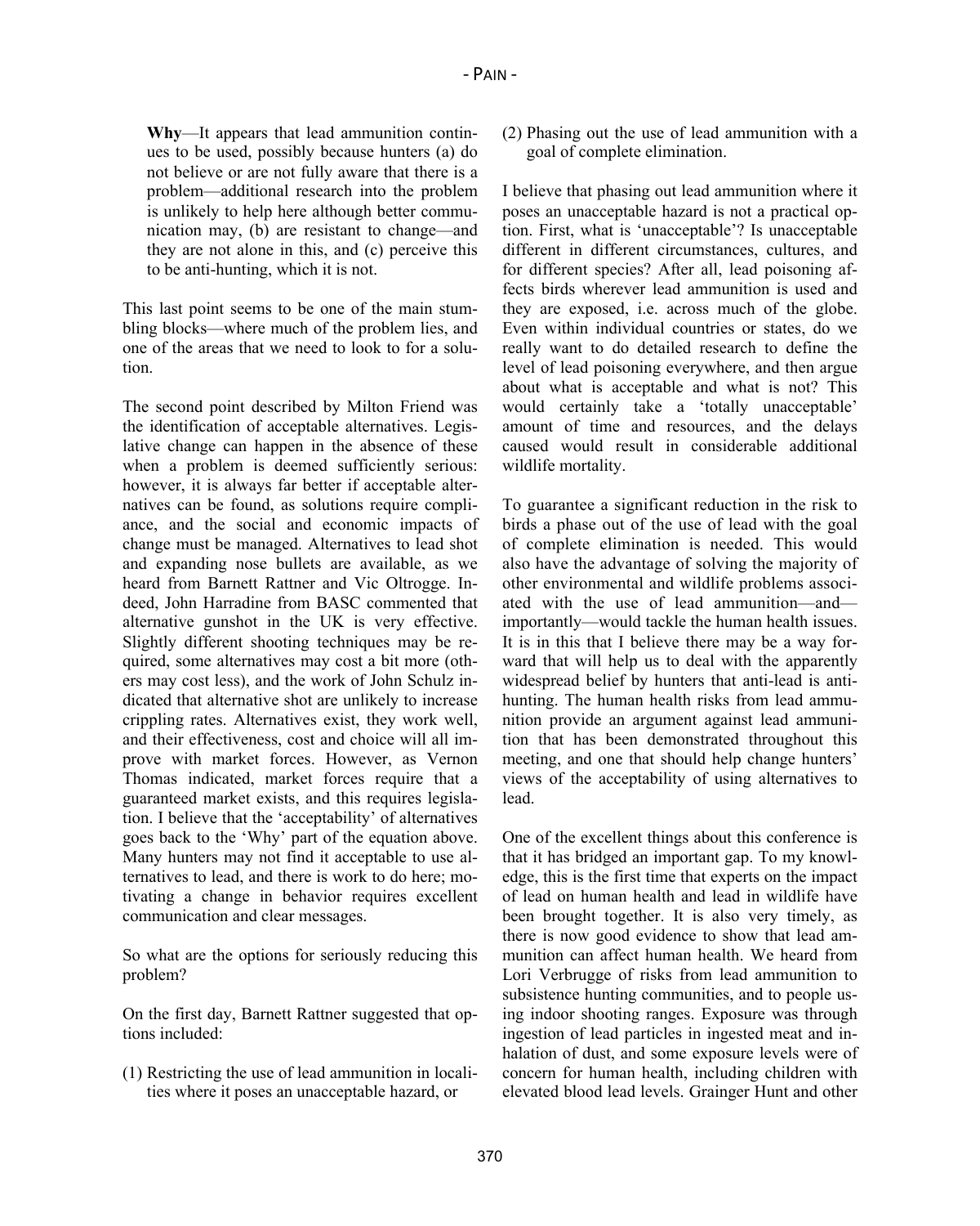**Why**—It appears that lead ammunition continues to be used, possibly because hunters (a) do not believe or are not fully aware that there is a problem—additional research into the problem is unlikely to help here although better communication may, (b) are resistant to change—and they are not alone in this, and (c) perceive this to be anti-hunting, which it is not.

This last point seems to be one of the main stumbling blocks—where much of the problem lies, and one of the areas that we need to look to for a solution.

The second point described by Milton Friend was the identification of acceptable alternatives. Legislative change can happen in the absence of these when a problem is deemed sufficiently serious: however, it is always far better if acceptable alternatives can be found, as solutions require compliance, and the social and economic impacts of change must be managed. Alternatives to lead shot and expanding nose bullets are available, as we heard from Barnett Rattner and Vic Oltrogge. Indeed, John Harradine from BASC commented that alternative gunshot in the UK is very effective. Slightly different shooting techniques may be required, some alternatives may cost a bit more (others may cost less), and the work of John Schulz indicated that alternative shot are unlikely to increase crippling rates. Alternatives exist, they work well, and their effectiveness, cost and choice will all improve with market forces. However, as Vernon Thomas indicated, market forces require that a guaranteed market exists, and this requires legislation. I believe that the 'acceptability' of alternatives goes back to the 'Why' part of the equation above. Many hunters may not find it acceptable to use alternatives to lead, and there is work to do here; motivating a change in behavior requires excellent communication and clear messages.

So what are the options for seriously reducing this problem?

On the first day, Barnett Rattner suggested that options included:

(1) Restricting the use of lead ammunition in localities where it poses an unacceptable hazard, or

(2) Phasing out the use of lead ammunition with a goal of complete elimination.

I believe that phasing out lead ammunition where it poses an unacceptable hazard is not a practical option. First, what is 'unacceptable'? Is unacceptable different in different circumstances, cultures, and for different species? After all, lead poisoning affects birds wherever lead ammunition is used and they are exposed, i.e. across much of the globe. Even within individual countries or states, do we really want to do detailed research to define the level of lead poisoning everywhere, and then argue about what is acceptable and what is not? This would certainly take a 'totally unacceptable' amount of time and resources, and the delays caused would result in considerable additional wildlife mortality.

To guarantee a significant reduction in the risk to birds a phase out of the use of lead with the goal of complete elimination is needed. This would also have the advantage of solving the majority of other environmental and wildlife problems associated with the use of lead ammunition—and—importantly—would tackle the human health issues. It is in this that I believe there may be a way forward that will help us to deal with the apparently widespread belief by hunters that anti-lead is anti-hunting. The human health risks from lead ammunition provide an argument against lead ammunition that has been demonstrated throughout this meeting, and one that should help change hunters' views of the acceptability of using alternatives to lead.

One of the excellent things about this conference is that it has bridged an important gap. To my knowledge, this is the first time that experts on the impact of lead on human health and lead in wildlife have been brought together. It is also very timely, as there is now good evidence to show that lead ammunition can affect human health. We heard from Lori Verbrugge of risks from lead ammunition to subsistence hunting communities, and to people using indoor shooting ranges. Exposure was through ingestion of lead particles in ingested meat and inhalation of dust, and some exposure levels were of concern for human health, including children with elevated blood lead levels. Grainger Hunt and other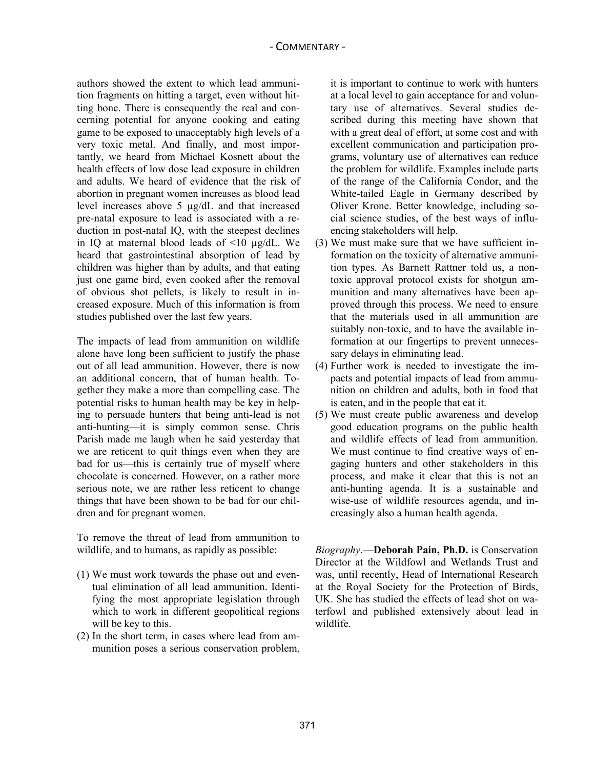authors showed the extent to which lead ammunition fragments on hitting a target, even without hitting bone. There is consequently the real and concerning potential for anyone cooking and eating game to be exposed to unacceptably high levels of a very toxic metal. And finally, and most importantly, we heard from Michael Kosnett about the health effects of low dose lead exposure in children and adults. We heard of evidence that the risk of abortion in pregnant women increases as blood lead level increases above 5 µg/dL and that increased pre-natal exposure to lead is associated with a reduction in post-natal IQ, with the steepest declines in IQ at maternal blood leads of <10 µg/dL. We heard that gastrointestinal absorption of lead by children was higher than by adults, and that eating just one game bird, even cooked after the removal of obvious shot pellets, is likely to result in increased exposure. Much of this information is from studies published over the last few years.

The impacts of lead from ammunition on wildlife alone have long been sufficient to justify the phase out of all lead ammunition. However, there is now an additional concern, that of human health. Together they make a more than compelling case. The potential risks to human health may be key in helping to persuade hunters that being anti-lead is not anti-hunting—it is simply common sense. Chris Parish made me laugh when he said yesterday that we are reticent to quit things even when they are bad for us—this is certainly true of myself where chocolate is concerned. However, on a rather more serious note, we are rather less reticent to change things that have been shown to be bad for our children and for pregnant women.

To remove the threat of lead from ammunition to wildlife, and to humans, as rapidly as possible:

(1) We must work towards the phase out and eventual elimination of all lead ammunition. Identifying the most appropriate legislation through which to work in different geopolitical regions will be key to this.
(2) In the short term, in cases where lead from ammunition poses a serious conservation problem, it is important to continue to work with hunters at a local level to gain acceptance for and voluntary use of alternatives. Several studies described during this meeting have shown that with a great deal of effort, at some cost and with excellent communication and participation programs, voluntary use of alternatives can reduce the problem for wildlife. Examples include parts of the range of the California Condor, and the White-tailed Eagle in Germany described by Oliver Krone. Better knowledge, including social science studies, of the best ways of influencing stakeholders will help.
(3) We must make sure that we have sufficient information on the toxicity of alternative ammunition types. As Barnett Rattner told us, a nontoxic approval protocol exists for shotgun ammunition and many alternatives have been approved through this process. We need to ensure that the materials used in all ammunition are suitably non-toxic, and to have the available information at our fingertips to prevent unnecessary delays in eliminating lead.
(4) Further work is needed to investigate the impacts and potential impacts of lead from ammunition on children and adults, both in food that is eaten, and in the people that eat it.
(5) We must create public awareness and develop good education programs on the public health and wildlife effects of lead from ammunition. We must continue to find creative ways of engaging hunters and other stakeholders in this process, and make it clear that this is not an anti-hunting agenda. It is a sustainable and wise-use of wildlife resources agenda, and increasingly also a human health agenda.

*Biography*.—**Deborah Pain, Ph.D.** is Conservation Director at the Wildfowl and Wetlands Trust and was, until recently, Head of International Research at the Royal Society for the Protection of Birds, UK. She has studied the effects of lead shot on waterfowl and published extensively about lead in wildlife.